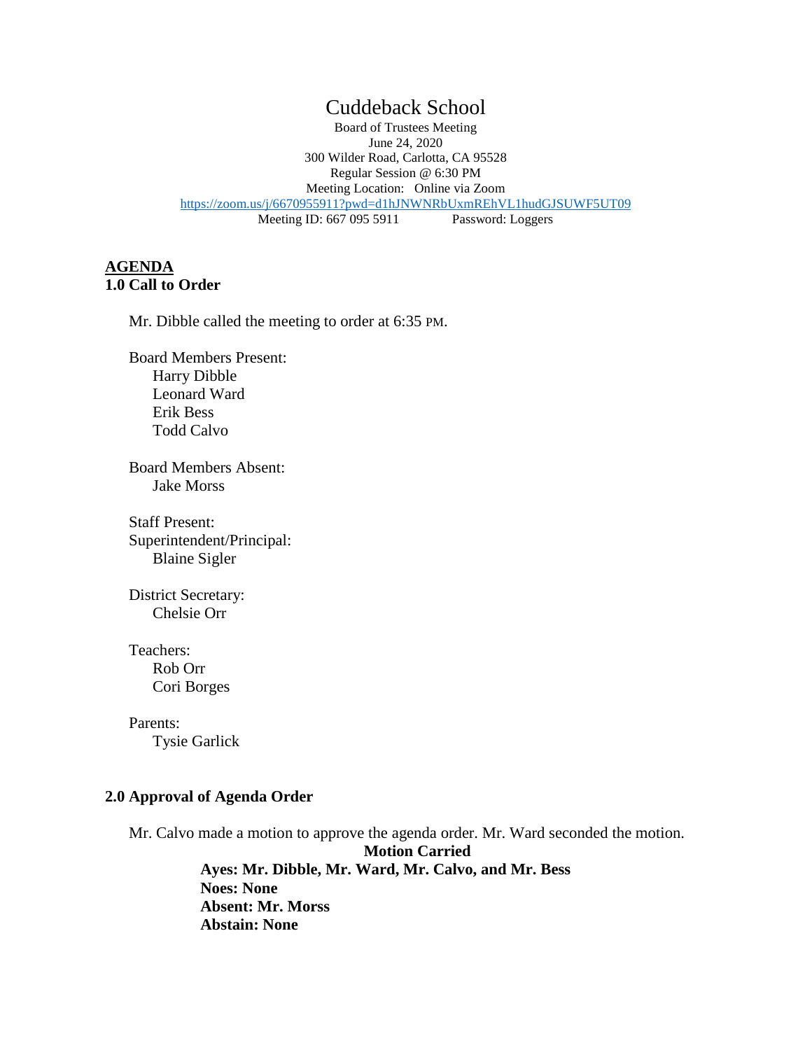# Cuddeback School

Board of Trustees Meeting
June 24, 2020
300 Wilder Road, Carlotta, CA 95528
Regular Session @ 6:30 PM
Meeting Location: Online via Zoom
https://zoom.us/j/6670955911?pwd=d1hJNWNRbUxmREhVL1hudGJSUWF5UT09
Meeting ID: 667 095 5911 Password: Loggers

## AGENDA

### 1.0 Call to Order

Mr. Dibble called the meeting to order at 6:35 PM.

Board Members Present:
- Harry Dibble
- Leonard Ward
- Erik Bess
- Todd Calvo

Board Members Absent:
- Jake Morss

Staff Present:
Superintendent/Principal:
- Blaine Sigler

District Secretary:
- Chelsie Orr

Teachers:
- Rob Orr
- Cori Borges

Parents:
- Tysie Garlick

### 2.0 Approval of Agenda Order

Mr. Calvo made a motion to approve the agenda order. Mr. Ward seconded the motion.

**Motion Carried**
**Ayes: Mr. Dibble, Mr. Ward, Mr. Calvo, and Mr. Bess**
**Noes: None**
**Absent: Mr. Morss**
**Abstain: None**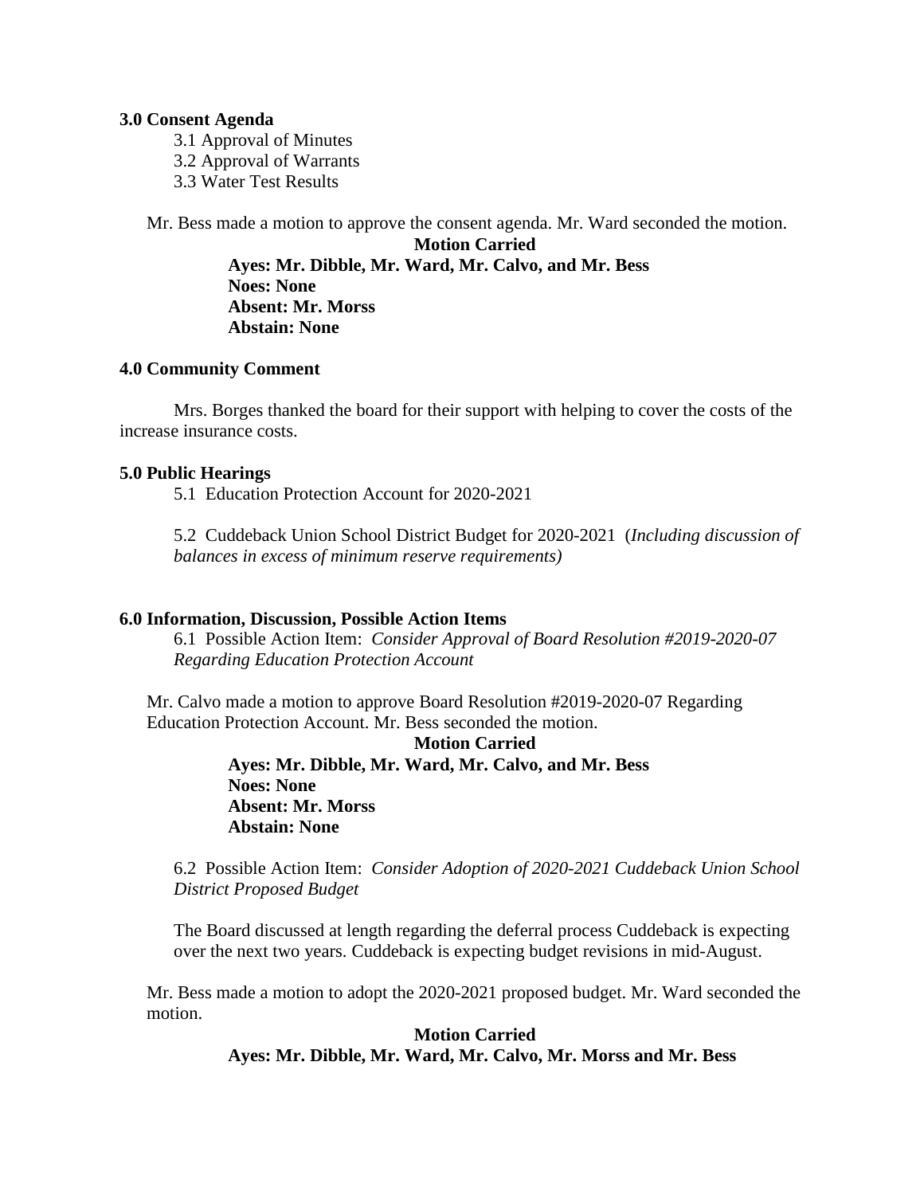**3.0 Consent Agenda**

3.1 Approval of Minutes
3.2 Approval of Warrants
3.3 Water Test Results

Mr. Bess made a motion to approve the consent agenda. Mr. Ward seconded the motion.

**Motion Carried**
**Ayes: Mr. Dibble, Mr. Ward, Mr. Calvo, and Mr. Bess**
**Noes: None**
**Absent: Mr. Morss**
**Abstain: None**

**4.0 Community Comment**

Mrs. Borges thanked the board for their support with helping to cover the costs of the increase insurance costs.

**5.0 Public Hearings**

5.1 Education Protection Account for 2020-2021

5.2 Cuddeback Union School District Budget for 2020-2021 (*Including discussion of balances in excess of minimum reserve requirements)*

**6.0 Information, Discussion, Possible Action Items**

6.1 Possible Action Item: *Consider Approval of Board Resolution #2019-2020-07 Regarding Education Protection Account*

Mr. Calvo made a motion to approve Board Resolution #2019-2020-07 Regarding Education Protection Account. Mr. Bess seconded the motion.

**Motion Carried**
**Ayes: Mr. Dibble, Mr. Ward, Mr. Calvo, and Mr. Bess**
**Noes: None**
**Absent: Mr. Morss**
**Abstain: None**

6.2 Possible Action Item: *Consider Adoption of 2020-2021 Cuddeback Union School District Proposed Budget*

The Board discussed at length regarding the deferral process Cuddeback is expecting over the next two years. Cuddeback is expecting budget revisions in mid-August.

Mr. Bess made a motion to adopt the 2020-2021 proposed budget. Mr. Ward seconded the motion.

**Motion Carried**
**Ayes: Mr. Dibble, Mr. Ward, Mr. Calvo, Mr. Morss and Mr. Bess**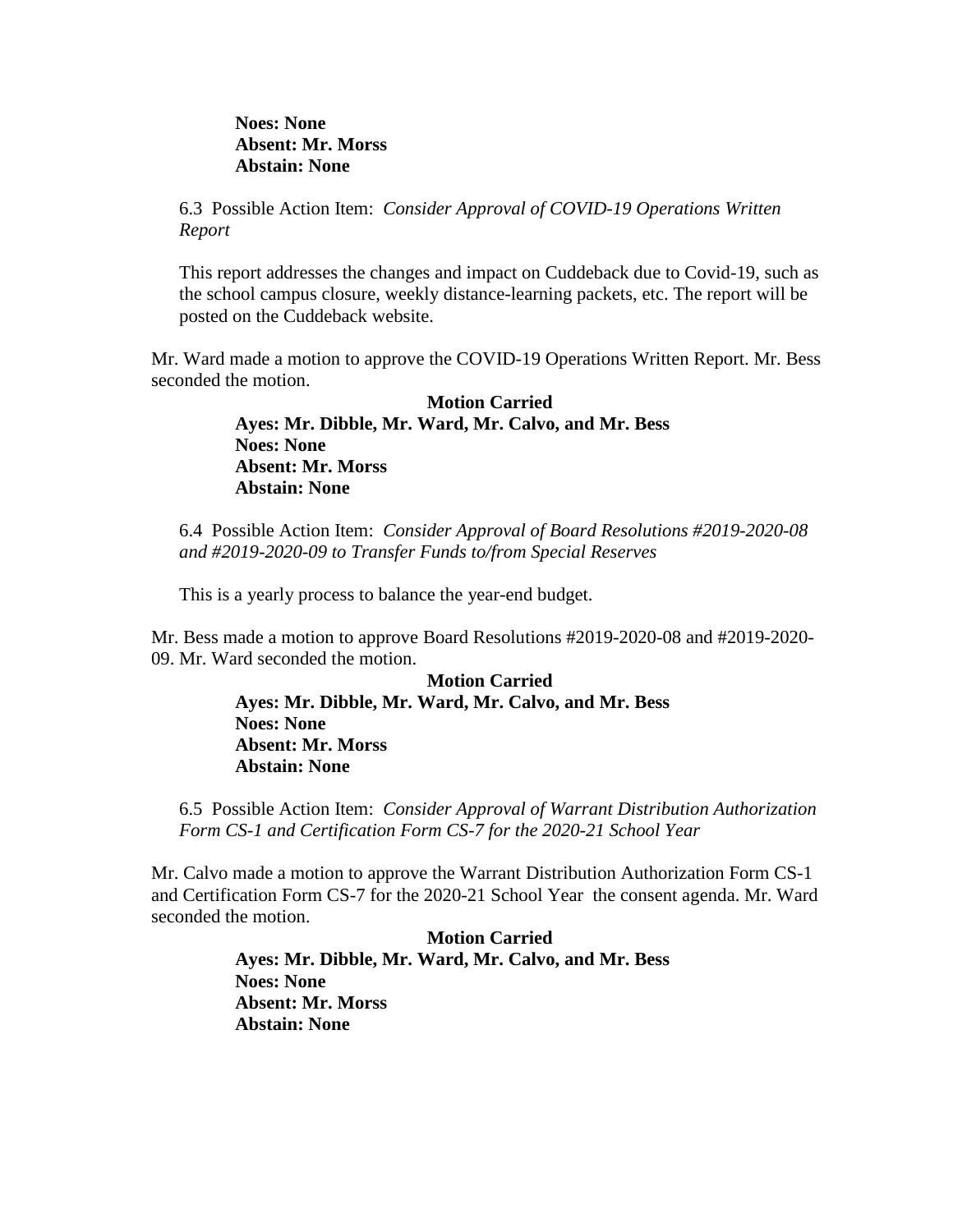**Noes: None**
**Absent: Mr. Morss**
**Abstain: None**

6.3 Possible Action Item: *Consider Approval of COVID-19 Operations Written Report*

This report addresses the changes and impact on Cuddeback due to Covid-19, such as the school campus closure, weekly distance-learning packets, etc. The report will be posted on the Cuddeback website.

Mr. Ward made a motion to approve the COVID-19 Operations Written Report. Mr. Bess seconded the motion.

**Motion Carried**
**Ayes: Mr. Dibble, Mr. Ward, Mr. Calvo, and Mr. Bess**
**Noes: None**
**Absent: Mr. Morss**
**Abstain: None**

6.4 Possible Action Item: *Consider Approval of Board Resolutions #2019-2020-08 and #2019-2020-09 to Transfer Funds to/from Special Reserves*

This is a yearly process to balance the year-end budget.

Mr. Bess made a motion to approve Board Resolutions #2019-2020-08 and #2019-2020-09. Mr. Ward seconded the motion.

**Motion Carried**
**Ayes: Mr. Dibble, Mr. Ward, Mr. Calvo, and Mr. Bess**
**Noes: None**
**Absent: Mr. Morss**
**Abstain: None**

6.5 Possible Action Item: *Consider Approval of Warrant Distribution Authorization Form CS-1 and Certification Form CS-7 for the 2020-21 School Year*

Mr. Calvo made a motion to approve the Warrant Distribution Authorization Form CS-1 and Certification Form CS-7 for the 2020-21 School Year the consent agenda. Mr. Ward seconded the motion.

**Motion Carried**
**Ayes: Mr. Dibble, Mr. Ward, Mr. Calvo, and Mr. Bess**
**Noes: None**
**Absent: Mr. Morss**
**Abstain: None**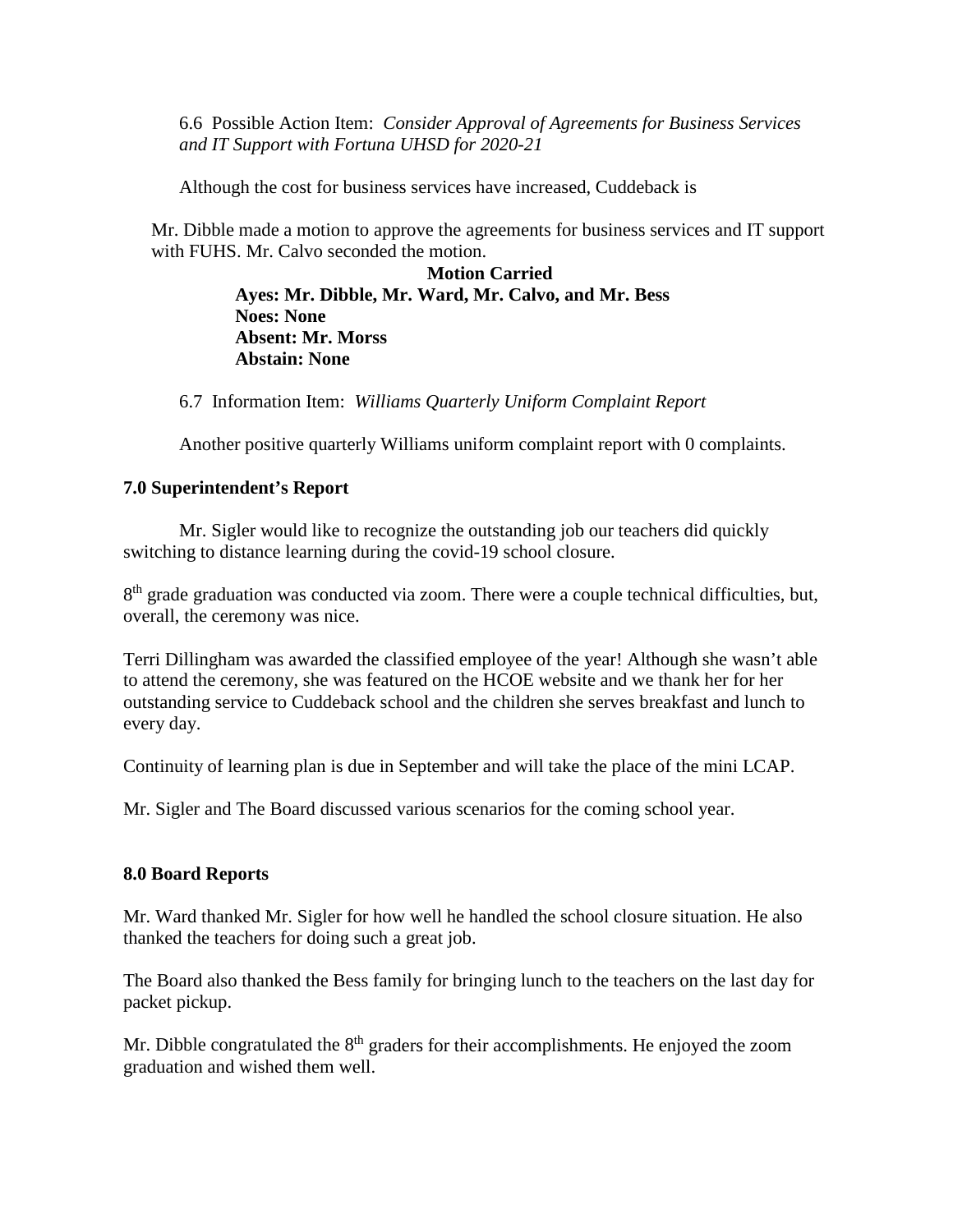6.6 Possible Action Item: *Consider Approval of Agreements for Business Services and IT Support with Fortuna UHSD for 2020-21*

Although the cost for business services have increased, Cuddeback is

Mr. Dibble made a motion to approve the agreements for business services and IT support with FUHS. Mr. Calvo seconded the motion.

**Motion Carried**

**Ayes: Mr. Dibble, Mr. Ward, Mr. Calvo, and Mr. Bess**
**Noes: None**
**Absent: Mr. Morss**
**Abstain: None**

6.7 Information Item: *Williams Quarterly Uniform Complaint Report*

Another positive quarterly Williams uniform complaint report with 0 complaints.

**7.0 Superintendent's Report**

Mr. Sigler would like to recognize the outstanding job our teachers did quickly switching to distance learning during the covid-19 school closure.

8th grade graduation was conducted via zoom. There were a couple technical difficulties, but, overall, the ceremony was nice.

Terri Dillingham was awarded the classified employee of the year! Although she wasn't able to attend the ceremony, she was featured on the HCOE website and we thank her for her outstanding service to Cuddeback school and the children she serves breakfast and lunch to every day.

Continuity of learning plan is due in September and will take the place of the mini LCAP.

Mr. Sigler and The Board discussed various scenarios for the coming school year.

**8.0 Board Reports**

Mr. Ward thanked Mr. Sigler for how well he handled the school closure situation. He also thanked the teachers for doing such a great job.

The Board also thanked the Bess family for bringing lunch to the teachers on the last day for packet pickup.

Mr. Dibble congratulated the 8th graders for their accomplishments. He enjoyed the zoom graduation and wished them well.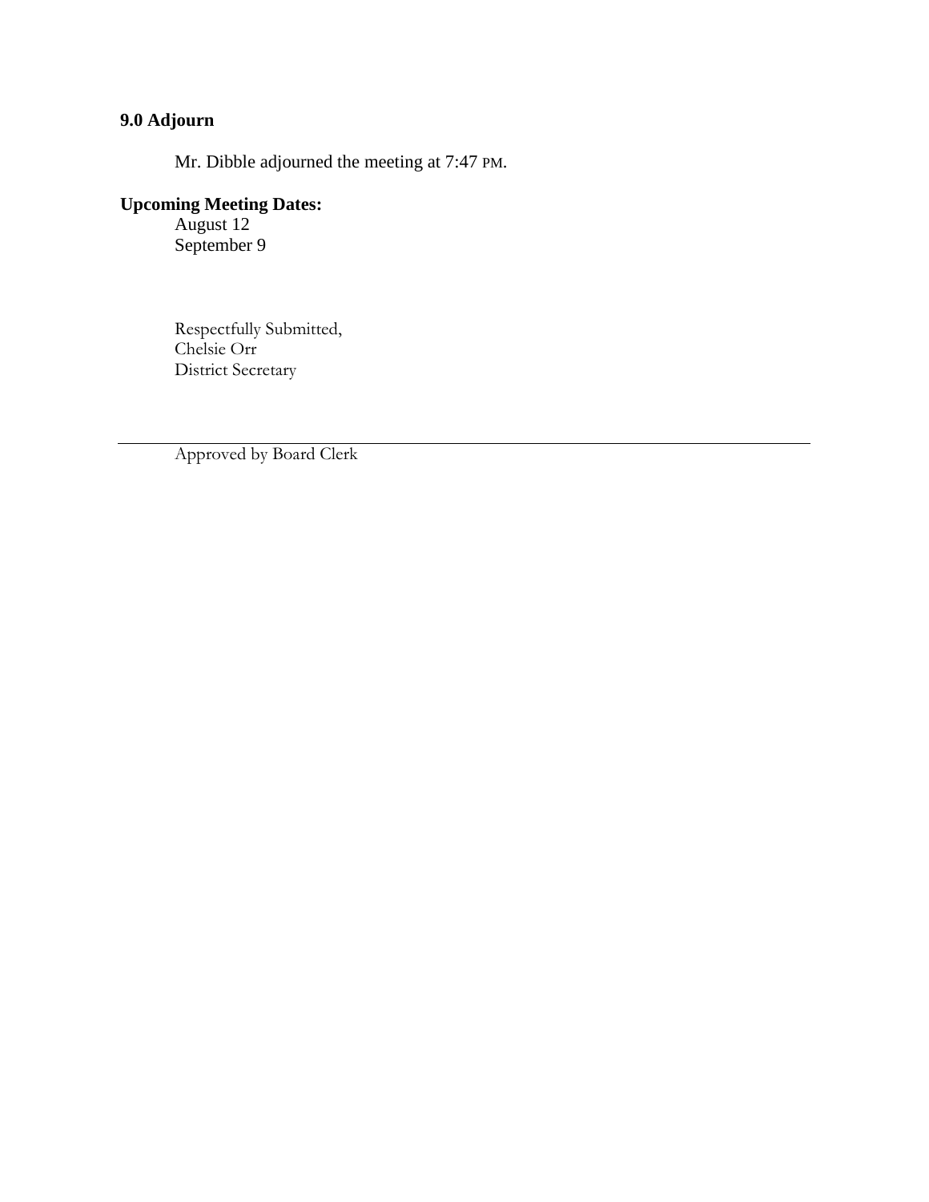## 9.0 Adjourn

Mr. Dibble adjourned the meeting at 7:47 PM.

**Upcoming Meeting Dates:**

August 12
September 9

Respectfully Submitted,
Chelsie Orr
District Secretary

---

Approved by Board Clerk